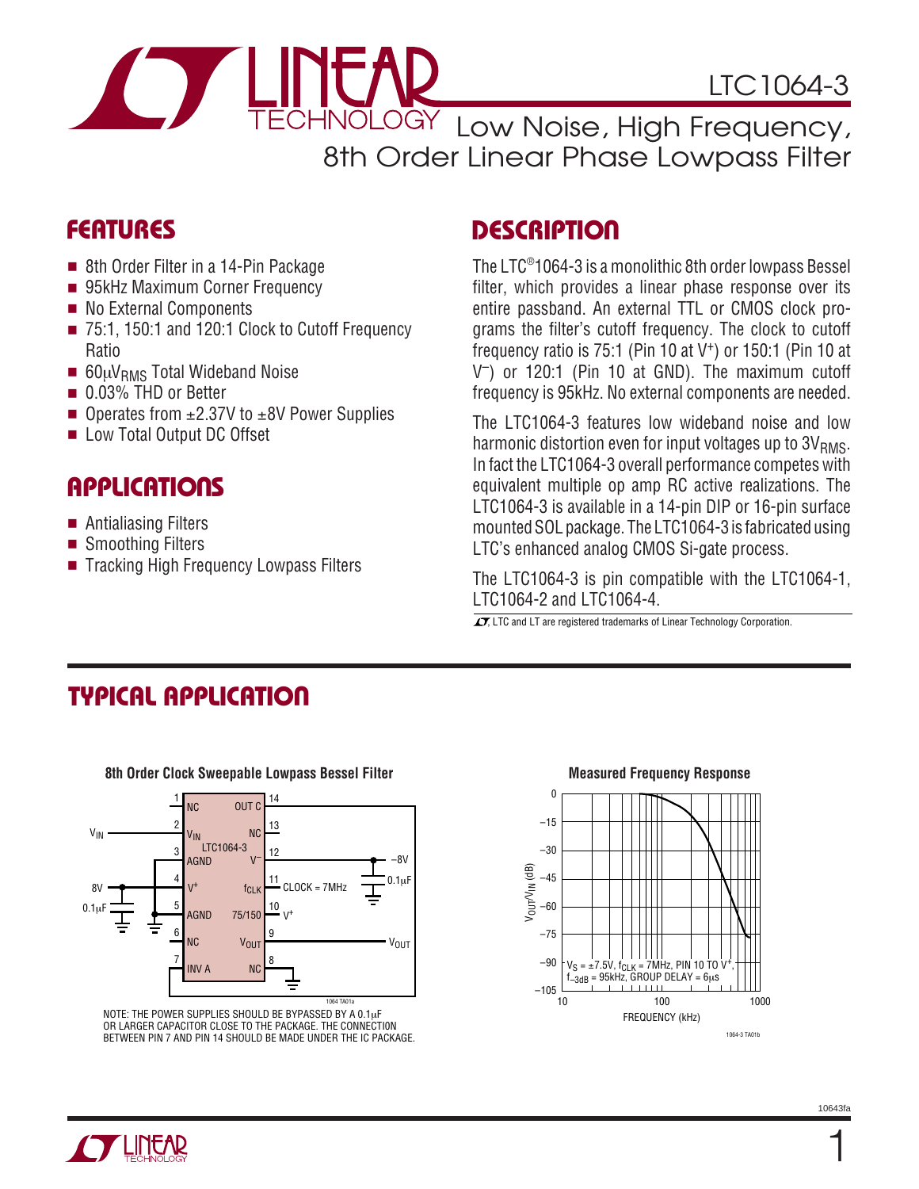# LTC1064-3

## Low Noise, High Frequency, 8th Order Linear Phase Lowpass Filter

## FEATURES

- 8th Order Filter in a 14-Pin Package
- 95kHz Maximum Corner Frequency
- No External Components
- 75:1, 150:1 and 120:1 Clock to Cutoff Frequency Ratio
- $60\mu V_{RMS}$ Total Wideband Noise
- 0.03% THD or Better
- Operates from ±2.37V to ±8V Power Supplies
- Low Total Output DC Offset

## APPLICATIONS

- Antialiasing Filters
- Smoothing Filters
- Tracking High Frequency Lowpass Filters

## DESCRIPTION

The LTC®1064-3 is a monolithic 8th order lowpass Bessel filter, which provides a linear phase response over its entire passband. An external TTL or CMOS clock programs the filter's cutoff frequency. The clock to cutoff frequency ratio is 75:1 (Pin 10 at $V^+$) or 150:1 (Pin 10 at $V^-$) or 120:1 (Pin 10 at GND). The maximum cutoff frequency is 95kHz. No external components are needed.

The LTC1064-3 features low wideband noise and low harmonic distortion even for input voltages up to $3V_{RMS}$. In fact the LTC1064-3 overall performance competes with equivalent multiple op amp RC active realizations. The LTC1064-3 is available in a 14-pin DIP or 16-pin surface mounted SOL package. The LTC1064-3 is fabricated using LTC's enhanced analog CMOS Si-gate process.

The LTC1064-3 is pin compatible with the LTC1064-1, LTC1064-2 and LTC1064-4.

LT, LTC and LT are registered trademarks of Linear Technology Corporation.

## TYPICAL APPLICATION

**8th Order Clock Sweepable Lowpass Bessel Filter**

NOTE: THE POWER SUPPLIES SHOULD BE BYPASSED BY A 0.1µF OR LARGER CAPACITOR CLOSE TO THE PACKAGE. THE CONNECTION BETWEEN PIN 7 AND PIN 14 SHOULD BE MADE UNDER THE IC PACKAGE.

**Measured Frequency Response**

$V_S$ = ±7.5V, $f_{CLK}$ = 7MHz, PIN 10 TO $V^+$, $f_{-3dB}$ = 95kHz, GROUP DELAY = 6µs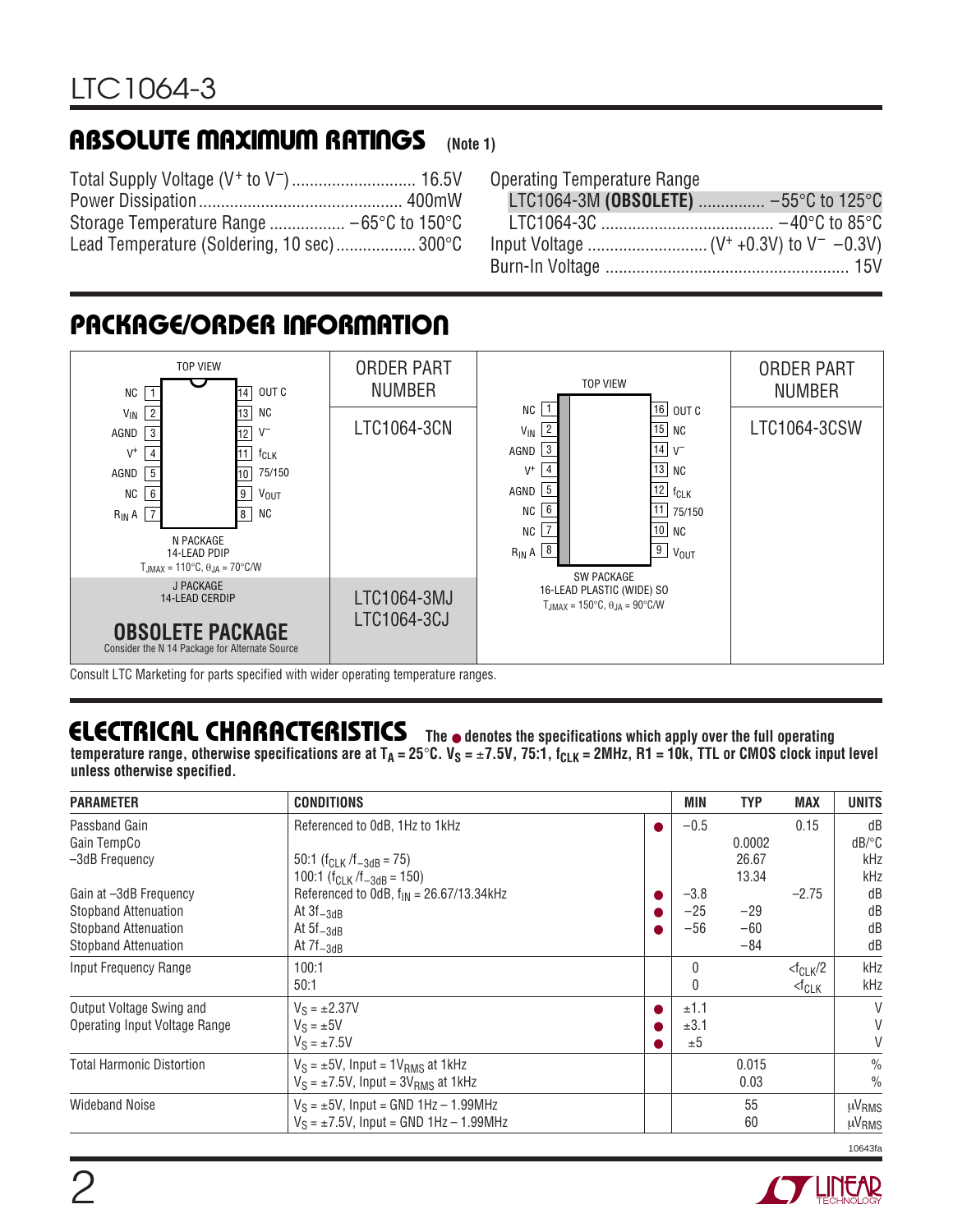## ABSOLUTE MAXIMUM RATINGS (Note 1)

Total Supply Voltage ($V^+$ to $V^-$) ............................ 16.5V
Power Dissipation ............................................ 400mW
Storage Temperature Range ................. –65°C to 150°C
Lead Temperature (Soldering, 10 sec) .................. 300°C

Operating Temperature Range
LTC1064-3M **(OBSOLETE)** ............... –55°C to 125°C
LTC1064-3C ....................................... –40°C to 85°C
Input Voltage .......................... ($V^+$ +0.3V) to $V^-$ –0.3V)
Burn-In Voltage ...................................................... 15V

## PACKAGE/ORDER INFORMATION

**14-Lead Package (TOP VIEW)**

| Pin | Name | Pin | Name |
|---|---|---|---|
| 1 | NC | 14 | OUT C |
| 2 | $V_{IN}$ | 13 | NC |
| 3 | AGND | 12 | $V^-$ |
| 4 | $V^+$ | 11 | $f_{CLK}$ |
| 5 | AGND | 10 | 75/150 |
| 6 | NC | 9 | $V_{OUT}$ |
| 7 | $R_{IN}$ A | 8 | NC |

N PACKAGE
14-LEAD PDIP
$T_{JMAX}$ = 110°C, $\theta_{JA}$ = 70°C/W

J PACKAGE
14-LEAD CERDIP

**OBSOLETE PACKAGE**
Consider the N 14 Package for Alternate Source

| ORDER PART NUMBER |
|---|
| LTC1064-3CN |
| LTC1064-3MJ |
| LTC1064-3CJ |

**16-Lead Package (TOP VIEW)**

| Pin | Name | Pin | Name |
|---|---|---|---|
| 1 | NC | 16 | OUT C |
| 2 | $V_{IN}$ | 15 | NC |
| 3 | AGND | 14 | $V^-$ |
| 4 | $V^+$ | 13 | NC |
| 5 | AGND | 12 | $f_{CLK}$ |
| 6 | NC | 11 | 75/150 |
| 7 | NC | 10 | NC |
| 8 | $R_{IN}$ A | 9 | $V_{OUT}$ |

SW PACKAGE
16-LEAD PLASTIC (WIDE) SO
$T_{JMAX}$ = 150°C, $\theta_{JA}$ = 90°C/W

| ORDER PART NUMBER |
|---|
| LTC1064-3CSW |

Consult LTC Marketing for parts specified with wider operating temperature ranges.

## ELECTRICAL CHARACTERISTICS

**The ● denotes the specifications which apply over the full operating temperature range, otherwise specifications are at $T_A$ = 25°C. $V_S$ = ±7.5V, 75:1, $f_{CLK}$ = 2MHz, R1 = 10k, TTL or CMOS clock input level unless otherwise specified.**

| PARAMETER | CONDITIONS | | MIN | TYP | MAX | UNITS |
|---|---|---|---|---|---|---|
| Passband Gain | Referenced to 0dB, 1Hz to 1kHz | ● | –0.5 | | 0.15 | dB |
| Gain TempCo | | | | 0.0002 | | dB/°C |
| –3dB Frequency | 50:1 ($f_{CLK}/f_{-3dB}$ = 75) | | | 26.67 | | kHz |
| | 100:1 ($f_{CLK}/f_{-3dB}$ = 150) | | | 13.34 | | kHz |
| Gain at –3dB Frequency | Referenced to 0dB, $f_{IN}$ = 26.67/13.34kHz | ● | –3.8 | | –2.75 | dB |
| Stopband Attenuation | At $3f_{-3dB}$ | ● | –25 | –29 | | dB |
| Stopband Attenuation | At $5f_{-3dB}$ | ● | –56 | –60 | | dB |
| Stopband Attenuation | At $7f_{-3dB}$ | | | –84 | | dB |
| Input Frequency Range | 100:1 | | 0 | | $<f_{CLK}/2$ | kHz |
| | 50:1 | | 0 | | $<f_{CLK}$ | kHz |
| Output Voltage Swing and Operating Input Voltage Range | $V_S$ = ±2.37V | ● | ±1.1 | | | V |
| | $V_S$ = ±5V | ● | ±3.1 | | | V |
| | $V_S$ = ±7.5V | ● | ±5 | | | V |
| Total Harmonic Distortion | $V_S$ = ±5V, Input = $1V_{RMS}$ at 1kHz | | | 0.015 | | % |
| | $V_S$ = ±7.5V, Input = $3V_{RMS}$ at 1kHz | | | 0.03 | | % |
| Wideband Noise | $V_S$ = ±5V, Input = GND 1Hz – 1.99MHz | | | 55 | | $\mu V_{RMS}$ |
| | $V_S$ = ±7.5V, Input = GND 1Hz – 1.99MHz | | | 60 | | $\mu V_{RMS}$ |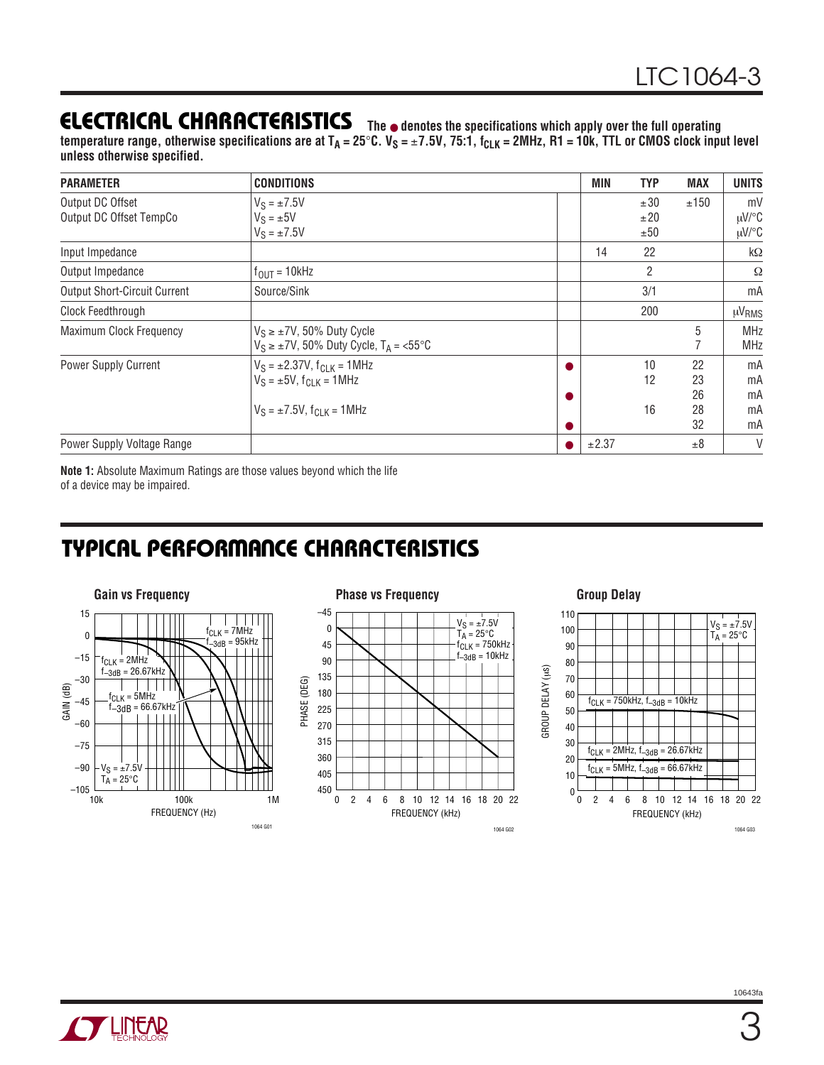## ELECTRICAL CHARACTERISTICS

**The ● denotes the specifications which apply over the full operating temperature range, otherwise specifications are at $T_A = 25°C$. $V_S = ±7.5V$, 75:1, $f_{CLK} = 2MHz$, R1 = 10k, TTL or CMOS clock input level unless otherwise specified.**

| PARAMETER | CONDITIONS | | MIN | TYP | MAX | UNITS |
|---|---|---|---|---|---|---|
| Output DC Offset<br>Output DC Offset TempCo | $V_S = ±7.5V$<br>$V_S = ±5V$<br>$V_S = ±7.5V$ | | | ±30<br>±20<br>±50 | ±150 | mV<br>μV/°C<br>μV/°C |
| Input Impedance | | | 14 | 22 | | kΩ |
| Output Impedance | $f_{OUT} = 10kHz$ | | | 2 | | Ω |
| Output Short-Circuit Current | Source/Sink | | | 3/1 | | mA |
| Clock Feedthrough | | | | 200 | | $μV_{RMS}$ |
| Maximum Clock Frequency | $V_S ≥ ±7V$, 50% Duty Cycle<br>$V_S ≥ ±7V$, 50% Duty Cycle, $T_A = <55°C$ | | | | 5<br>7 | MHz<br>MHz |
| Power Supply Current | $V_S = ±2.37V$, $f_{CLK} = 1MHz$<br>$V_S = ±5V$, $f_{CLK} = 1MHz$<br><br>$V_S = ±7.5V$, $f_{CLK} = 1MHz$ | ●<br><br>●<br><br>● | | 10<br>12<br><br>16 | 22<br>23<br>26<br>28<br>32 | mA<br>mA<br>mA<br>mA<br>mA |
| Power Supply Voltage Range | | ● | ±2.37 | | ±8 | V |

**Note 1:** Absolute Maximum Ratings are those values beyond which the life of a device may be impaired.

## TYPICAL PERFORMANCE CHARACTERISTICS

**Gain vs Frequency**

**Phase vs Frequency**

**Group Delay**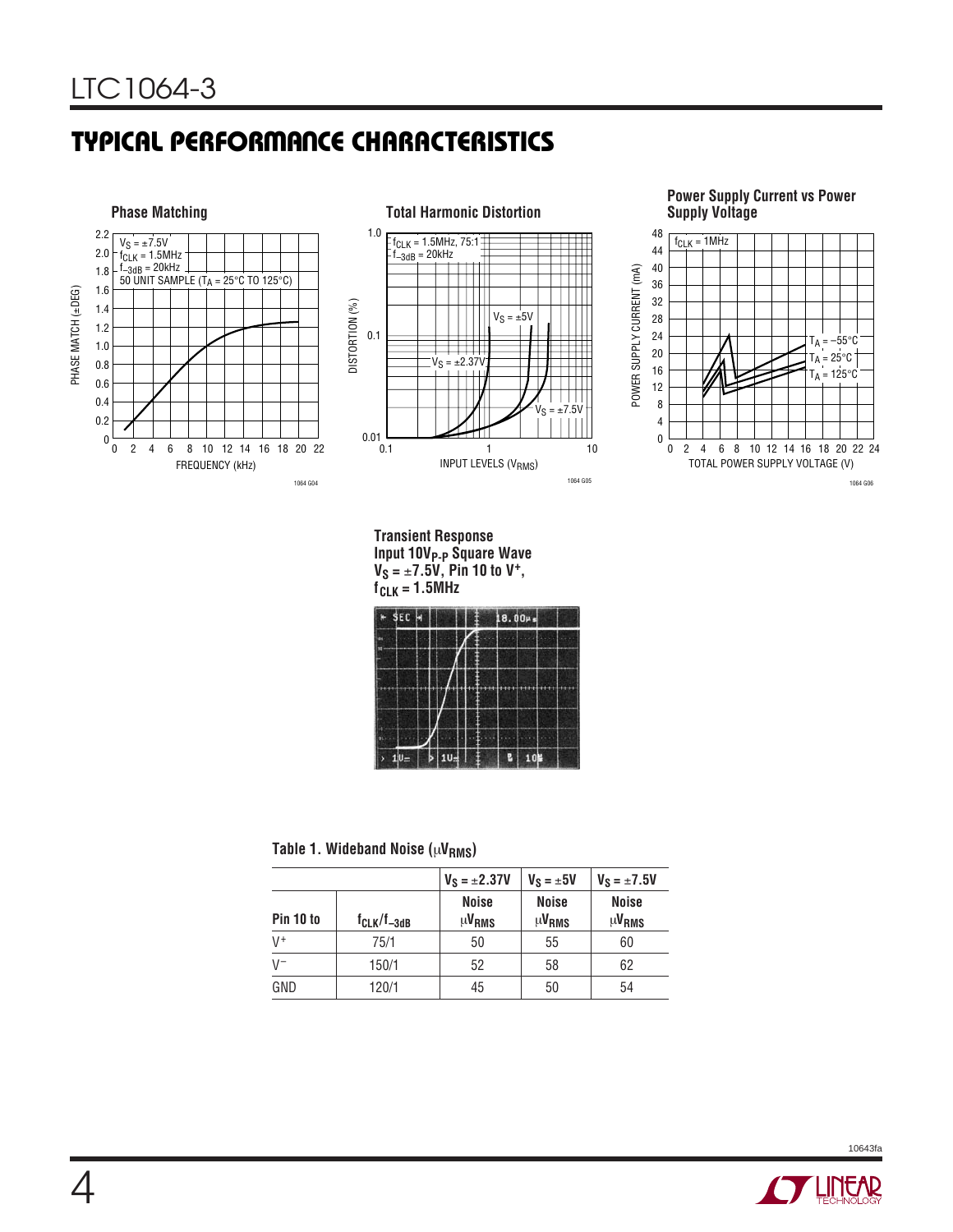## TYPICAL PERFORMANCE CHARACTERISTICS

**Phase Matching**

$V_S = \pm 7.5V$
$f_{CLK} = 1.5MHz$
$f_{-3dB} = 20kHz$
50 UNIT SAMPLE ($T_A$ = 25°C TO 125°C)

PHASE MATCH (±DEG) vs FREQUENCY (kHz)

1064 G04

**Total Harmonic Distortion**

$f_{CLK} = 1.5MHz$, 75:1
$f_{-3dB} = 20kHz$

$V_S = \pm 5V$, $V_S = \pm 2.37V$, $V_S = \pm 7.5V$

DISTORTION (%) vs INPUT LEVELS ($V_{RMS}$)

1064 G05

**Power Supply Current vs Power Supply Voltage**

$f_{CLK} = 1MHz$

$T_A = -55°C$, $T_A = 25°C$, $T_A = 125°C$

POWER SUPPLY CURRENT (mA) vs TOTAL POWER SUPPLY VOLTAGE (V)

1064 G06

**Transient Response**
**Input $10V_{P-P}$ Square Wave**
**$V_S = \pm 7.5V$, Pin 10 to $V^+$,**
**$f_{CLK} = 1.5MHz$**

**Table 1. Wideband Noise ($\mu V_{RMS}$)**

| | | $V_S = \pm 2.37V$ | $V_S = \pm 5V$ | $V_S = \pm 7.5V$ |
|---|---|---|---|---|
| Pin 10 to | $f_{CLK}/f_{-3dB}$ | Noise $\mu V_{RMS}$ | Noise $\mu V_{RMS}$ | Noise $\mu V_{RMS}$ |
| $V^+$ | 75/1 | 50 | 55 | 60 |
| $V^-$ | 150/1 | 52 | 58 | 62 |
| GND | 120/1 | 45 | 50 | 54 |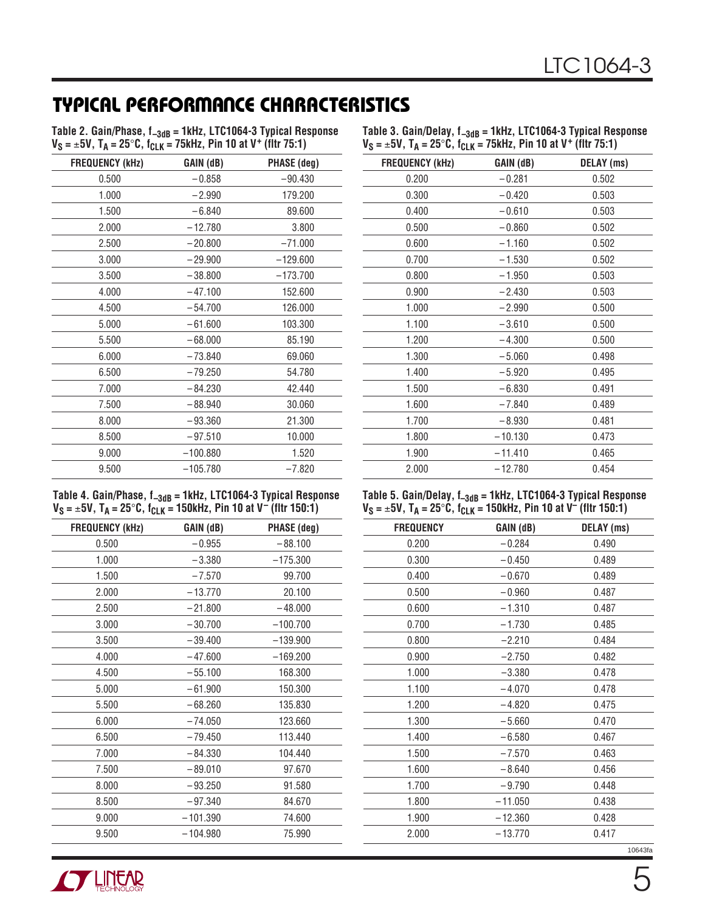## TYPICAL PERFORMANCE CHARACTERISTICS

**Table 2. Gain/Phase, $f_{-3dB}$ = 1kHz, LTC1064-3 Typical Response $V_S$ = ±5V, $T_A$ = 25°C, $f_{CLK}$ = 75kHz, Pin 10 at $V^+$ (fltr 75:1)**

| FREQUENCY (kHz) | GAIN (dB) | PHASE (deg) |
|---|---|---|
| 0.500 | −0.858 | −90.430 |
| 1.000 | −2.990 | 179.200 |
| 1.500 | −6.840 | 89.600 |
| 2.000 | −12.780 | 3.800 |
| 2.500 | −20.800 | −71.000 |
| 3.000 | −29.900 | −129.600 |
| 3.500 | −38.800 | −173.700 |
| 4.000 | −47.100 | 152.600 |
| 4.500 | −54.700 | 126.000 |
| 5.000 | −61.600 | 103.300 |
| 5.500 | −68.000 | 85.190 |
| 6.000 | −73.840 | 69.060 |
| 6.500 | −79.250 | 54.780 |
| 7.000 | −84.230 | 42.440 |
| 7.500 | −88.940 | 30.060 |
| 8.000 | −93.360 | 21.300 |
| 8.500 | −97.510 | 10.000 |
| 9.000 | −100.880 | 1.520 |
| 9.500 | −105.780 | −7.820 |

**Table 3. Gain/Delay, $f_{-3dB}$ = 1kHz, LTC1064-3 Typical Response $V_S$ = ±5V, $T_A$ = 25°C, $f_{CLK}$ = 75kHz, Pin 10 at $V^+$ (fltr 75:1)**

| FREQUENCY (kHz) | GAIN (dB) | DELAY (ms) |
|---|---|---|
| 0.200 | −0.281 | 0.502 |
| 0.300 | −0.420 | 0.503 |
| 0.400 | −0.610 | 0.503 |
| 0.500 | −0.860 | 0.502 |
| 0.600 | −1.160 | 0.502 |
| 0.700 | −1.530 | 0.502 |
| 0.800 | −1.950 | 0.503 |
| 0.900 | −2.430 | 0.503 |
| 1.000 | −2.990 | 0.500 |
| 1.100 | −3.610 | 0.500 |
| 1.200 | −4.300 | 0.500 |
| 1.300 | −5.060 | 0.498 |
| 1.400 | −5.920 | 0.495 |
| 1.500 | −6.830 | 0.491 |
| 1.600 | −7.840 | 0.489 |
| 1.700 | −8.930 | 0.481 |
| 1.800 | −10.130 | 0.473 |
| 1.900 | −11.410 | 0.465 |
| 2.000 | −12.780 | 0.454 |

**Table 4. Gain/Phase, $f_{-3dB}$ = 1kHz, LTC1064-3 Typical Response $V_S$ = ±5V, $T_A$ = 25°C, $f_{CLK}$ = 150kHz, Pin 10 at $V^-$ (fltr 150:1)**

| FREQUENCY (kHz) | GAIN (dB) | PHASE (deg) |
|---|---|---|
| 0.500 | −0.955 | −88.100 |
| 1.000 | −3.380 | −175.300 |
| 1.500 | −7.570 | 99.700 |
| 2.000 | −13.770 | 20.100 |
| 2.500 | −21.800 | −48.000 |
| 3.000 | −30.700 | −100.700 |
| 3.500 | −39.400 | −139.900 |
| 4.000 | −47.600 | −169.200 |
| 4.500 | −55.100 | 168.300 |
| 5.000 | −61.900 | 150.300 |
| 5.500 | −68.260 | 135.830 |
| 6.000 | −74.050 | 123.660 |
| 6.500 | −79.450 | 113.440 |
| 7.000 | −84.330 | 104.440 |
| 7.500 | −89.010 | 97.670 |
| 8.000 | −93.250 | 91.580 |
| 8.500 | −97.340 | 84.670 |
| 9.000 | −101.390 | 74.600 |
| 9.500 | −104.980 | 75.990 |

**Table 5. Gain/Delay, $f_{-3dB}$ = 1kHz, LTC1064-3 Typical Response $V_S$ = ±5V, $T_A$ = 25°C, $f_{CLK}$ = 150kHz, Pin 10 at $V^-$ (fltr 150:1)**

| FREQUENCY | GAIN (dB) | DELAY (ms) |
|---|---|---|
| 0.200 | −0.284 | 0.490 |
| 0.300 | −0.450 | 0.489 |
| 0.400 | −0.670 | 0.489 |
| 0.500 | −0.960 | 0.487 |
| 0.600 | −1.310 | 0.487 |
| 0.700 | −1.730 | 0.485 |
| 0.800 | −2.210 | 0.484 |
| 0.900 | −2.750 | 0.482 |
| 1.000 | −3.380 | 0.478 |
| 1.100 | −4.070 | 0.478 |
| 1.200 | −4.820 | 0.475 |
| 1.300 | −5.660 | 0.470 |
| 1.400 | −6.580 | 0.467 |
| 1.500 | −7.570 | 0.463 |
| 1.600 | −8.640 | 0.456 |
| 1.700 | −9.790 | 0.448 |
| 1.800 | −11.050 | 0.438 |
| 1.900 | −12.360 | 0.428 |
| 2.000 | −13.770 | 0.417 |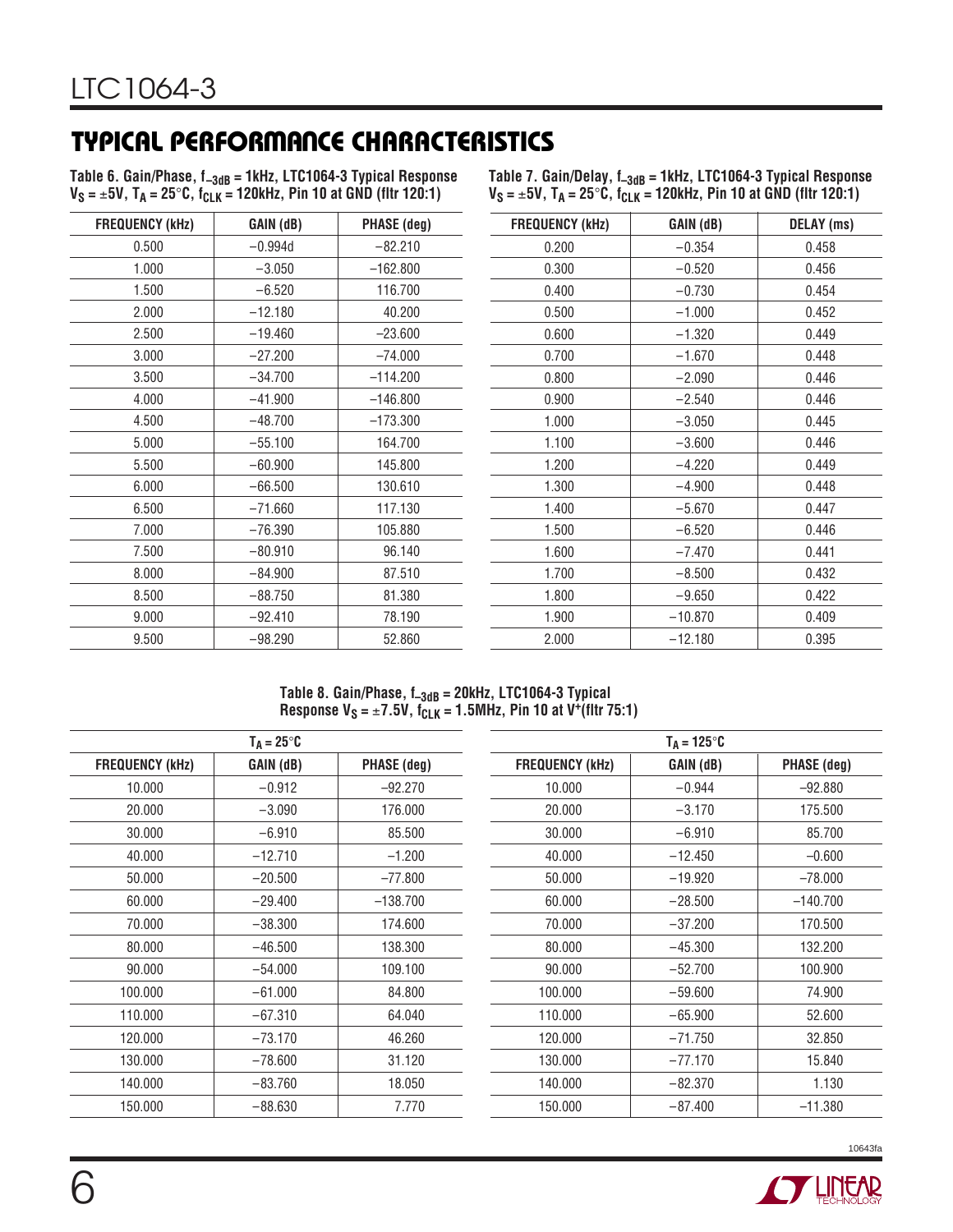## TYPICAL PERFORMANCE CHARACTERISTICS

**Table 6. Gain/Phase, $f_{-3dB}$ = 1kHz, LTC1064-3 Typical Response $V_S$ = ±5V, $T_A$ = 25°C, $f_{CLK}$ = 120kHz, Pin 10 at GND (fltr 120:1)**

| FREQUENCY (kHz) | GAIN (dB) | PHASE (deg) |
|---|---|---|
| 0.500 | −0.994d | −82.210 |
| 1.000 | −3.050 | −162.800 |
| 1.500 | −6.520 | 116.700 |
| 2.000 | −12.180 | 40.200 |
| 2.500 | −19.460 | −23.600 |
| 3.000 | −27.200 | −74.000 |
| 3.500 | −34.700 | −114.200 |
| 4.000 | −41.900 | −146.800 |
| 4.500 | −48.700 | −173.300 |
| 5.000 | −55.100 | 164.700 |
| 5.500 | −60.900 | 145.800 |
| 6.000 | −66.500 | 130.610 |
| 6.500 | −71.660 | 117.130 |
| 7.000 | −76.390 | 105.880 |
| 7.500 | −80.910 | 96.140 |
| 8.000 | −84.900 | 87.510 |
| 8.500 | −88.750 | 81.380 |
| 9.000 | −92.410 | 78.190 |
| 9.500 | −98.290 | 52.860 |

**Table 7. Gain/Delay, $f_{-3dB}$ = 1kHz, LTC1064-3 Typical Response $V_S$ = ±5V, $T_A$ = 25°C, $f_{CLK}$ = 120kHz, Pin 10 at GND (fltr 120:1)**

| FREQUENCY (kHz) | GAIN (dB) | DELAY (ms) |
|---|---|---|
| 0.200 | −0.354 | 0.458 |
| 0.300 | −0.520 | 0.456 |
| 0.400 | −0.730 | 0.454 |
| 0.500 | −1.000 | 0.452 |
| 0.600 | −1.320 | 0.449 |
| 0.700 | −1.670 | 0.448 |
| 0.800 | −2.090 | 0.446 |
| 0.900 | −2.540 | 0.446 |
| 1.000 | −3.050 | 0.445 |
| 1.100 | −3.600 | 0.446 |
| 1.200 | −4.220 | 0.449 |
| 1.300 | −4.900 | 0.448 |
| 1.400 | −5.670 | 0.447 |
| 1.500 | −6.520 | 0.446 |
| 1.600 | −7.470 | 0.441 |
| 1.700 | −8.500 | 0.432 |
| 1.800 | −9.650 | 0.422 |
| 1.900 | −10.870 | 0.409 |
| 2.000 | −12.180 | 0.395 |

**Table 8. Gain/Phase, $f_{-3dB}$ = 20kHz, LTC1064-3 Typical Response $V_S$ = ±7.5V, $f_{CLK}$ = 1.5MHz, Pin 10 at $V^+$(fltr 75:1)**

| $T_A$ = 25°C | | | $T_A$ = 125°C | | |
|---|---|---|---|---|---|
| FREQUENCY (kHz) | GAIN (dB) | PHASE (deg) | FREQUENCY (kHz) | GAIN (dB) | PHASE (deg) |
| 10.000 | −0.912 | −92.270 | 10.000 | −0.944 | −92.880 |
| 20.000 | −3.090 | 176.000 | 20.000 | −3.170 | 175.500 |
| 30.000 | −6.910 | 85.500 | 30.000 | −6.910 | 85.700 |
| 40.000 | −12.710 | −1.200 | 40.000 | −12.450 | −0.600 |
| 50.000 | −20.500 | −77.800 | 50.000 | −19.920 | −78.000 |
| 60.000 | −29.400 | −138.700 | 60.000 | −28.500 | −140.700 |
| 70.000 | −38.300 | 174.600 | 70.000 | −37.200 | 170.500 |
| 80.000 | −46.500 | 138.300 | 80.000 | −45.300 | 132.200 |
| 90.000 | −54.000 | 109.100 | 90.000 | −52.700 | 100.900 |
| 100.000 | −61.000 | 84.800 | 100.000 | −59.600 | 74.900 |
| 110.000 | −67.310 | 64.040 | 110.000 | −65.900 | 52.600 |
| 120.000 | −73.170 | 46.260 | 120.000 | −71.750 | 32.850 |
| 130.000 | −78.600 | 31.120 | 130.000 | −77.170 | 15.840 |
| 140.000 | −83.760 | 18.050 | 140.000 | −82.370 | 1.130 |
| 150.000 | −88.630 | 7.770 | 150.000 | −87.400 | −11.380 |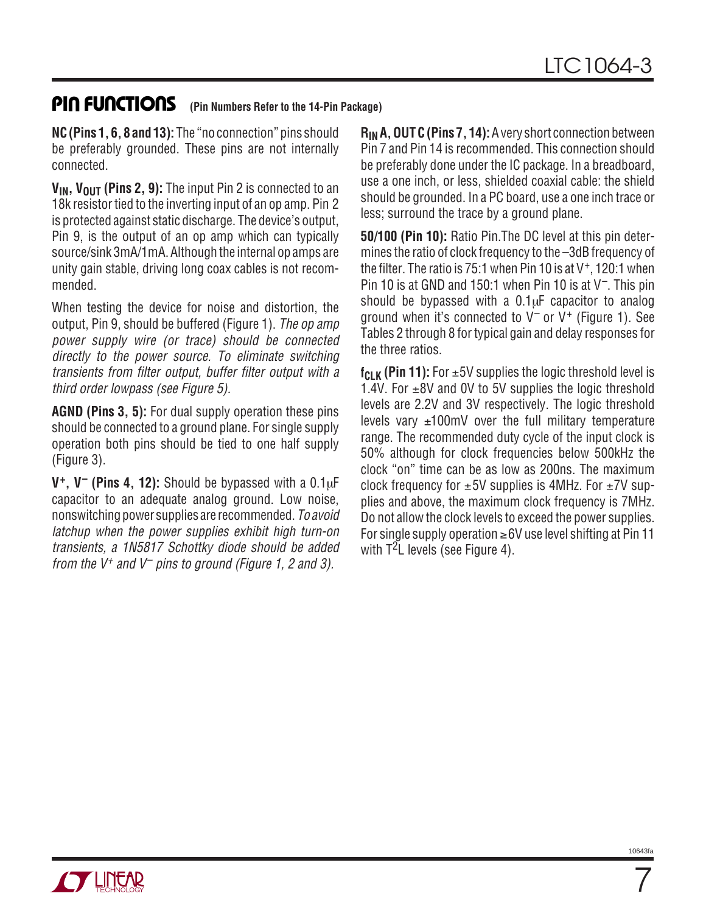## PIN FUNCTIONS (Pin Numbers Refer to the 14-Pin Package)

**NC (Pins 1, 6, 8 and 13):** The "no connection" pins should be preferably grounded. These pins are not internally connected.

**$V_{IN}$, $V_{OUT}$ (Pins 2, 9):** The input Pin 2 is connected to an 18k resistor tied to the inverting input of an op amp. Pin 2 is protected against static discharge. The device's output, Pin 9, is the output of an op amp which can typically source/sink 3mA/1mA. Although the internal op amps are unity gain stable, driving long coax cables is not recommended.

When testing the device for noise and distortion, the output, Pin 9, should be buffered (Figure 1). *The op amp power supply wire (or trace) should be connected directly to the power source. To eliminate switching transients from filter output, buffer filter output with a third order lowpass (see Figure 5).*

**AGND (Pins 3, 5):** For dual supply operation these pins should be connected to a ground plane. For single supply operation both pins should be tied to one half supply (Figure 3).

**$V^+$, $V^-$ (Pins 4, 12):** Should be bypassed with a 0.1μF capacitor to an adequate analog ground. Low noise, nonswitching power supplies are recommended. *To avoid latchup when the power supplies exhibit high turn-on transients, a 1N5817 Schottky diode should be added from the $V^+$ and $V^-$ pins to ground (Figure 1, 2 and 3).*

**$R_{IN}$ A, OUT C (Pins 7, 14):** A very short connection between Pin 7 and Pin 14 is recommended. This connection should be preferably done under the IC package. In a breadboard, use a one inch, or less, shielded coaxial cable: the shield should be grounded. In a PC board, use a one inch trace or less; surround the trace by a ground plane.

**50/100 (Pin 10):** Ratio Pin. The DC level at this pin determines the ratio of clock frequency to the –3dB frequency of the filter. The ratio is 75:1 when Pin 10 is at $V^+$, 120:1 when Pin 10 is at GND and 150:1 when Pin 10 is at $V^-$. This pin should be bypassed with a 0.1μF capacitor to analog ground when it's connected to $V^-$ or $V^+$ (Figure 1). See Tables 2 through 8 for typical gain and delay responses for the three ratios.

**$f_{CLK}$ (Pin 11):** For ±5V supplies the logic threshold level is 1.4V. For ±8V and 0V to 5V supplies the logic threshold levels are 2.2V and 3V respectively. The logic threshold levels vary ±100mV over the full military temperature range. The recommended duty cycle of the input clock is 50% although for clock frequencies below 500kHz the clock "on" time can be as low as 200ns. The maximum clock frequency for ±5V supplies is 4MHz. For ±7V supplies and above, the maximum clock frequency is 7MHz. Do not allow the clock levels to exceed the power supplies. For single supply operation ≥6V use level shifting at Pin 11 with $T^2L$ levels (see Figure 4).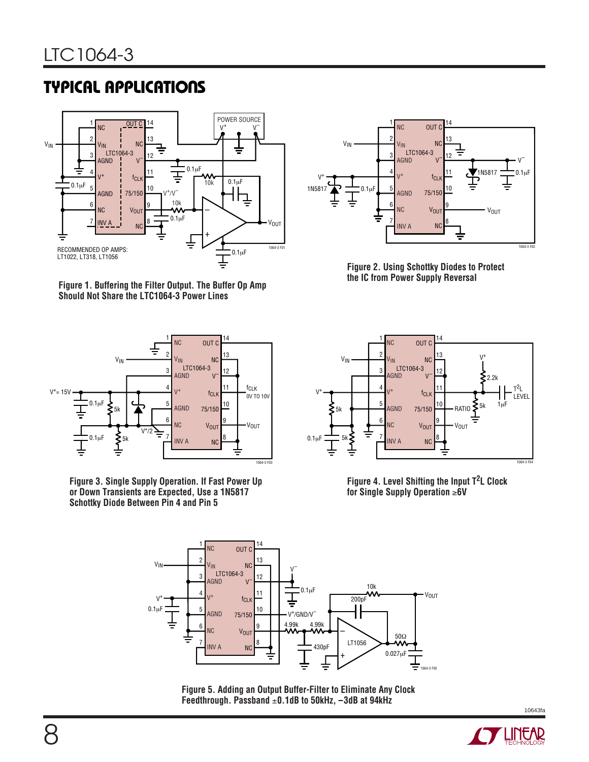## TYPICAL APPLICATIONS

Figure 1. Buffering the Filter Output. The Buffer Op Amp Should Not Share the LTC1064-3 Power Lines

Figure 2. Using Schottky Diodes to Protect the IC from Power Supply Reversal

Figure 3. Single Supply Operation. If Fast Power Up or Down Transients are Expected, Use a 1N5817 Schottky Diode Between Pin 4 and Pin 5

Figure 4. Level Shifting the Input T²L Clock for Single Supply Operation ≥6V

Figure 5. Adding an Output Buffer-Filter to Eliminate Any Clock Feedthrough. Passband ±0.1dB to 50kHz, –3dB at 94kHz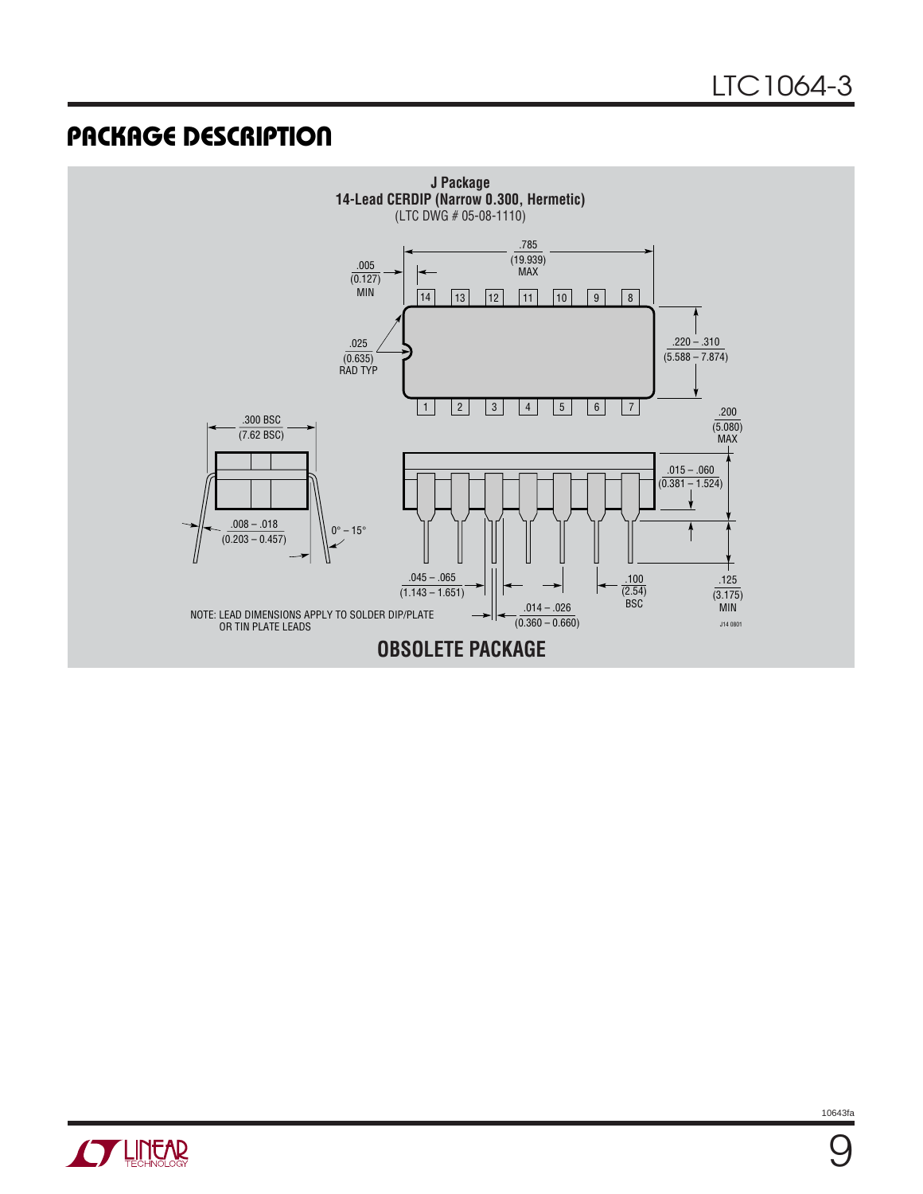## PACKAGE DESCRIPTION

**J Package**
**14-Lead CERDIP (Narrow 0.300, Hermetic)**
(LTC DWG # 05-08-1110)

.785 (19.939) MAX

.005 (0.127) MIN

.025 (0.635) RAD TYP

.220 – .310 (5.588 – 7.874)

.300 BSC (7.62 BSC)

.200 (5.080) MAX

.015 – .060 (0.381 – 1.524)

.008 – .018 (0.203 – 0.457)

0° – 15°

.045 – .065 (1.143 – 1.651)

.100 (2.54) BSC

.125 (3.175) MIN

.014 – .026 (0.360 – 0.660)

NOTE: LEAD DIMENSIONS APPLY TO SOLDER DIP/PLATE OR TIN PLATE LEADS

J14 0801

**OBSOLETE PACKAGE**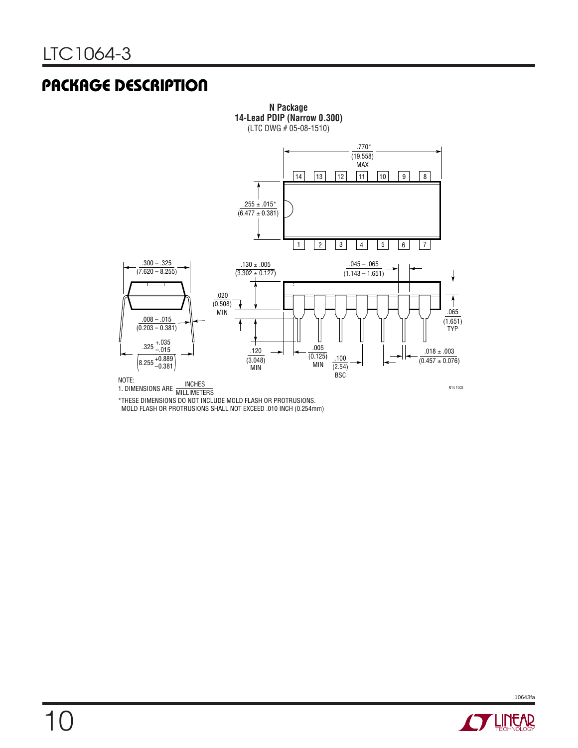## PACKAGE DESCRIPTION

**N Package**
**14-Lead PDIP (Narrow 0.300)**
(LTC DWG # 05-08-1510)

.770* (19.558) MAX

14 13 12 11 10 9 8

1 2 3 4 5 6 7

.255 ± .015* (6.477 ± 0.381)

.300 – .325 (7.620 – 8.255)

.008 – .015 (0.203 – 0.381)

.325 $^{+.035}_{-.015}$ $\left(8.255^{+0.889}_{-0.381}\right)$

.130 ± .005 (3.302 ± 0.127)

.020 (0.508) MIN

.120 (3.048) MIN

.005 (0.125) MIN

.100 (2.54) BSC

.045 – .065 (1.143 – 1.651)

.065 (1.651) TYP

.018 ± .003 (0.457 ± 0.076)

N14 1002

NOTE:
1. DIMENSIONS ARE $\frac{\text{INCHES}}{\text{MILLIMETERS}}$

*THESE DIMENSIONS DO NOT INCLUDE MOLD FLASH OR PROTRUSIONS.
MOLD FLASH OR PROTRUSIONS SHALL NOT EXCEED .010 INCH (0.254mm)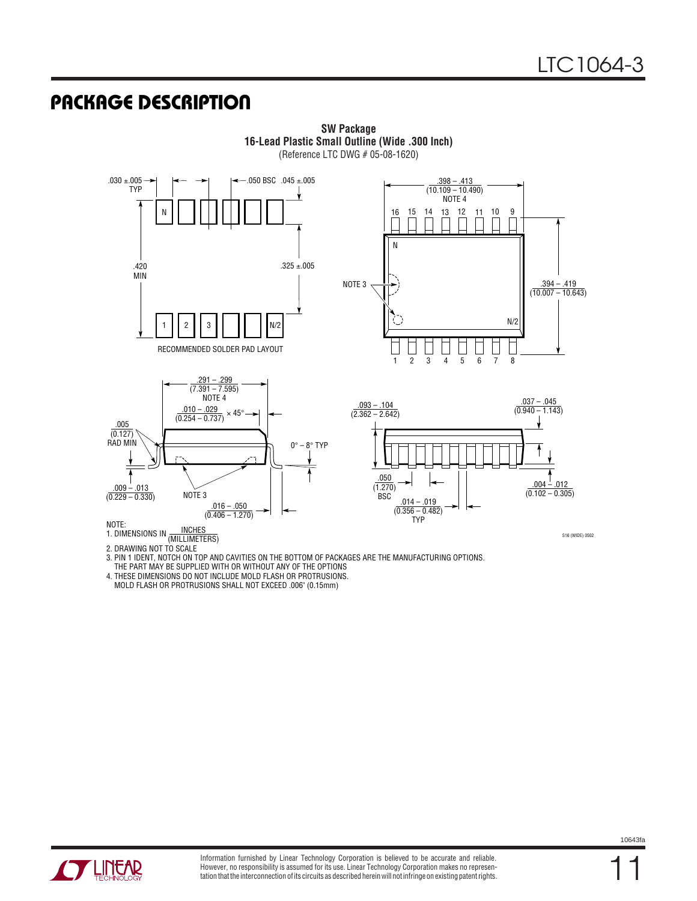## PACKAGE DESCRIPTION

**SW Package**
**16-Lead Plastic Small Outline (Wide .300 Inch)**
(Reference LTC DWG # 05-08-1620)

RECOMMENDED SOLDER PAD LAYOUT

.030 ±.005 TYP
.050 BSC
.045 ±.005
.420 MIN
.325 ±.005

.398 – .413 (10.109 – 10.490) NOTE 4
.394 – .419 (10.007 – 10.643)
NOTE 3

.291 – .299 (7.391 – 7.595) NOTE 4
.010 – .029 (0.254 – 0.737) × 45°
.005 (0.127) RAD MIN
0° – 8° TYP
.009 – .013 (0.229 – 0.330)
NOTE 3
.016 – .050 (0.406 – 1.270)

.093 – .104 (2.362 – 2.642)
.037 – .045 (0.940 – 1.143)
.050 (1.270) BSC
.014 – .019 (0.356 – 0.482) TYP
.004 – .012 (0.102 – 0.305)

S16 (WIDE) 0502

NOTE:
1. DIMENSIONS IN INCHES (MILLIMETERS)
2. DRAWING NOT TO SCALE
3. PIN 1 IDENT, NOTCH ON TOP AND CAVITIES ON THE BOTTOM OF PACKAGES ARE THE MANUFACTURING OPTIONS. THE PART MAY BE SUPPLIED WITH OR WITHOUT ANY OF THE OPTIONS
4. THESE DIMENSIONS DO NOT INCLUDE MOLD FLASH OR PROTRUSIONS. MOLD FLASH OR PROTRUSIONS SHALL NOT EXCEED .006" (0.15mm)

Information furnished by Linear Technology Corporation is believed to be accurate and reliable. However, no responsibility is assumed for its use. Linear Technology Corporation makes no representation that the interconnection of its circuits as described herein will not infringe on existing patent rights.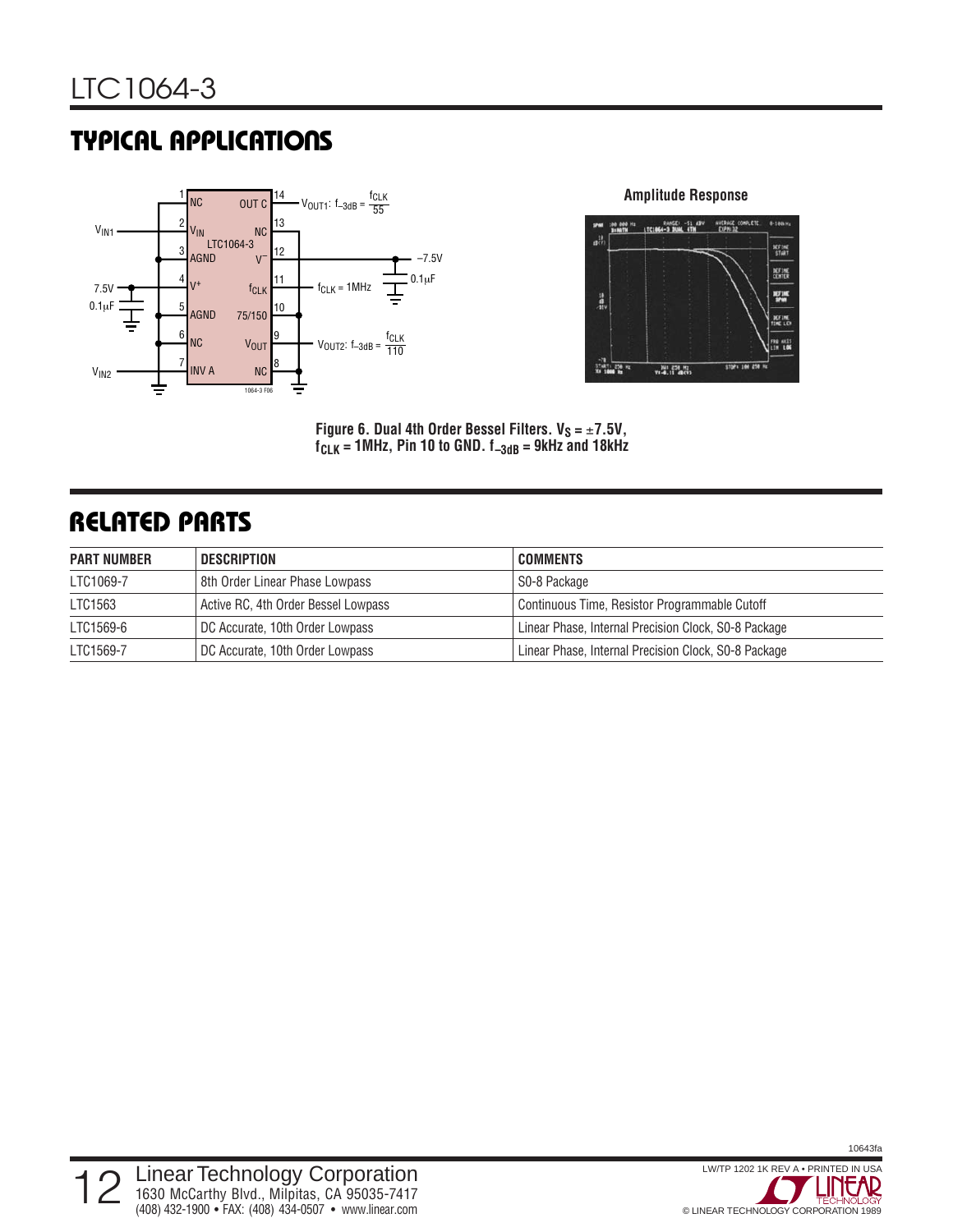## TYPICAL APPLICATIONS

Amplitude Response

Figure 6. Dual 4th Order Bessel Filters. $V_S = \pm 7.5V$, $f_{CLK} = 1MHz$, Pin 10 to GND. $f_{-3dB}$ = 9kHz and 18kHz

## RELATED PARTS

| PART NUMBER | DESCRIPTION | COMMENTS |
|---|---|---|
| LTC1069-7 | 8th Order Linear Phase Lowpass | SO-8 Package |
| LTC1563 | Active RC, 4th Order Bessel Lowpass | Continuous Time, Resistor Programmable Cutoff |
| LTC1569-6 | DC Accurate, 10th Order Lowpass | Linear Phase, Internal Precision Clock, SO-8 Package |
| LTC1569-7 | DC Accurate, 10th Order Lowpass | Linear Phase, Internal Precision Clock, SO-8 Package |

Linear Technology Corporation
1630 McCarthy Blvd., Milpitas, CA 95035-7417
(408) 432-1900 • FAX: (408) 434-0507 • www.linear.com

10643fa

LW/TP 1202 1K REV A • PRINTED IN USA

© LINEAR TECHNOLOGY CORPORATION 1989